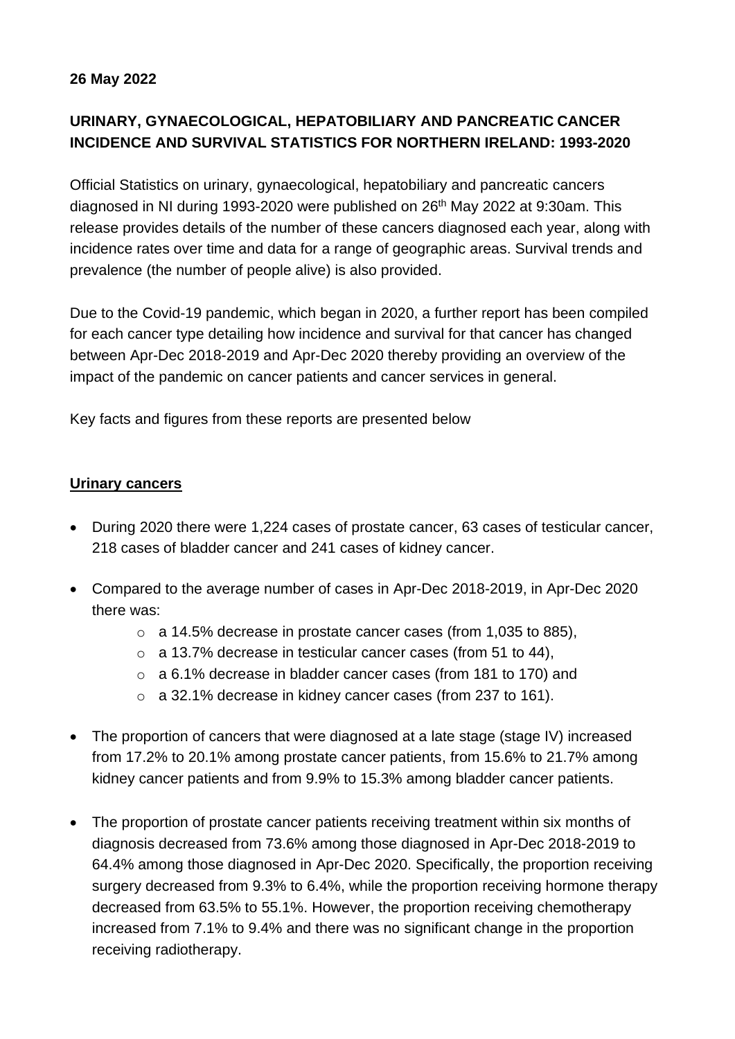**26 May 2022**

**URINARY, GYNAECOLOGICAL, HEPATOBILIARY AND PANCREATIC CANCER INCIDENCE AND SURVIVAL STATISTICS FOR NORTHERN IRELAND: 1993-2020**

Official Statistics on urinary, gynaecological, hepatobiliary and pancreatic cancers diagnosed in NI during 1993-2020 were published on 26th May 2022 at 9:30am. This release provides details of the number of these cancers diagnosed each year, along with incidence rates over time and data for a range of geographic areas. Survival trends and prevalence (the number of people alive) is also provided.

Due to the Covid-19 pandemic, which began in 2020, a further report has been compiled for each cancer type detailing how incidence and survival for that cancer has changed between Apr-Dec 2018-2019 and Apr-Dec 2020 thereby providing an overview of the impact of the pandemic on cancer patients and cancer services in general.

Key facts and figures from these reports are presented below

**Urinary cancers**

- During 2020 there were 1,224 cases of prostate cancer, 63 cases of testicular cancer, 218 cases of bladder cancer and 241 cases of kidney cancer.
- Compared to the average number of cases in Apr-Dec 2018-2019, in Apr-Dec 2020 there was:
  - a 14.5% decrease in prostate cancer cases (from 1,035 to 885),
  - a 13.7% decrease in testicular cancer cases (from 51 to 44),
  - a 6.1% decrease in bladder cancer cases (from 181 to 170) and
  - a 32.1% decrease in kidney cancer cases (from 237 to 161).
- The proportion of cancers that were diagnosed at a late stage (stage IV) increased from 17.2% to 20.1% among prostate cancer patients, from 15.6% to 21.7% among kidney cancer patients and from 9.9% to 15.3% among bladder cancer patients.
- The proportion of prostate cancer patients receiving treatment within six months of diagnosis decreased from 73.6% among those diagnosed in Apr-Dec 2018-2019 to 64.4% among those diagnosed in Apr-Dec 2020. Specifically, the proportion receiving surgery decreased from 9.3% to 6.4%, while the proportion receiving hormone therapy decreased from 63.5% to 55.1%. However, the proportion receiving chemotherapy increased from 7.1% to 9.4% and there was no significant change in the proportion receiving radiotherapy.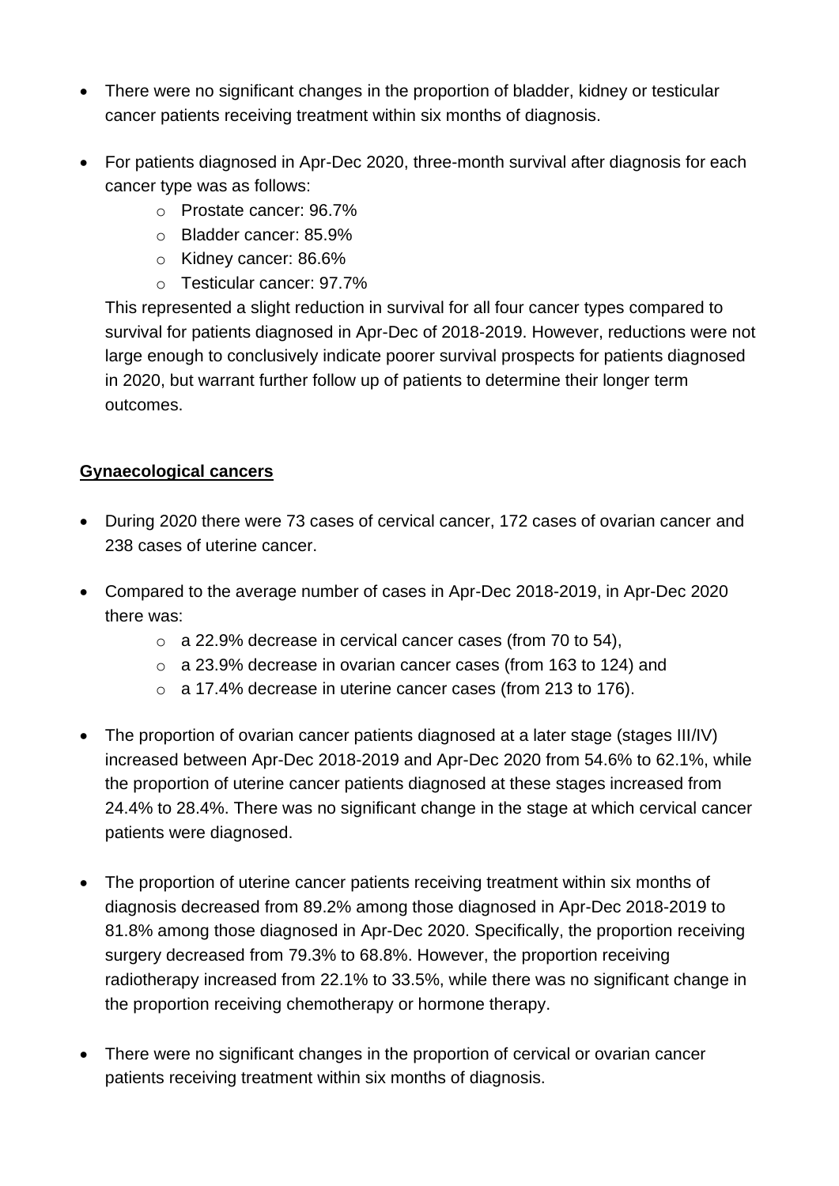- There were no significant changes in the proportion of bladder, kidney or testicular cancer patients receiving treatment within six months of diagnosis.

- For patients diagnosed in Apr-Dec 2020, three-month survival after diagnosis for each cancer type was as follows:
    - Prostate cancer: 96.7%
    - Bladder cancer: 85.9%
    - Kidney cancer: 86.6%
    - Testicular cancer: 97.7%

  This represented a slight reduction in survival for all four cancer types compared to survival for patients diagnosed in Apr-Dec of 2018-2019. However, reductions were not large enough to conclusively indicate poorer survival prospects for patients diagnosed in 2020, but warrant further follow up of patients to determine their longer term outcomes.

**Gynaecological cancers**

- During 2020 there were 73 cases of cervical cancer, 172 cases of ovarian cancer and 238 cases of uterine cancer.

- Compared to the average number of cases in Apr-Dec 2018-2019, in Apr-Dec 2020 there was:
    - a 22.9% decrease in cervical cancer cases (from 70 to 54),
    - a 23.9% decrease in ovarian cancer cases (from 163 to 124) and
    - a 17.4% decrease in uterine cancer cases (from 213 to 176).

- The proportion of ovarian cancer patients diagnosed at a later stage (stages III/IV) increased between Apr-Dec 2018-2019 and Apr-Dec 2020 from 54.6% to 62.1%, while the proportion of uterine cancer patients diagnosed at these stages increased from 24.4% to 28.4%. There was no significant change in the stage at which cervical cancer patients were diagnosed.

- The proportion of uterine cancer patients receiving treatment within six months of diagnosis decreased from 89.2% among those diagnosed in Apr-Dec 2018-2019 to 81.8% among those diagnosed in Apr-Dec 2020. Specifically, the proportion receiving surgery decreased from 79.3% to 68.8%. However, the proportion receiving radiotherapy increased from 22.1% to 33.5%, while there was no significant change in the proportion receiving chemotherapy or hormone therapy.

- There were no significant changes in the proportion of cervical or ovarian cancer patients receiving treatment within six months of diagnosis.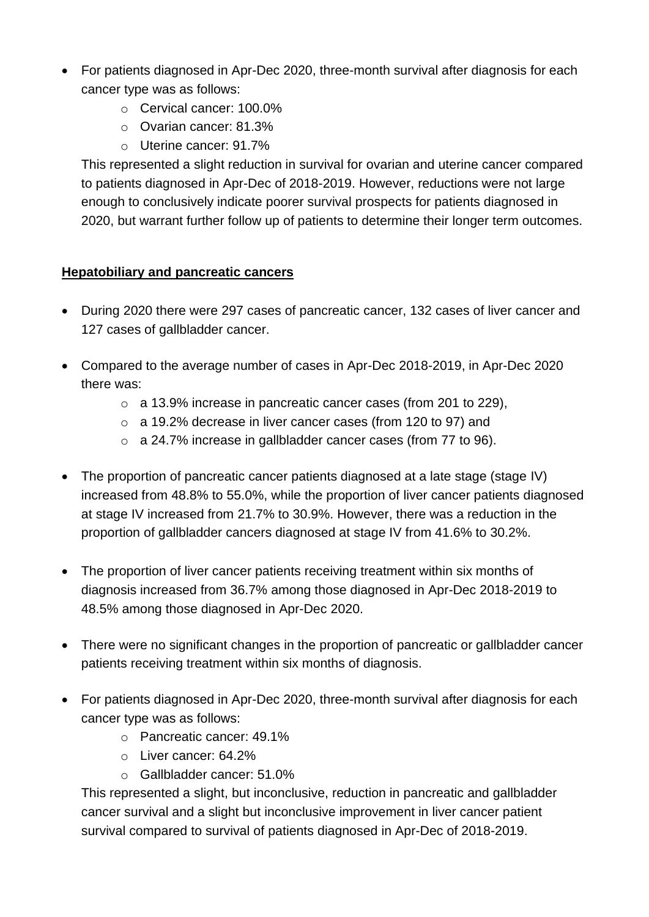- For patients diagnosed in Apr-Dec 2020, three-month survival after diagnosis for each cancer type was as follows:
  - Cervical cancer: 100.0%
  - Ovarian cancer: 81.3%
  - Uterine cancer: 91.7%

  This represented a slight reduction in survival for ovarian and uterine cancer compared to patients diagnosed in Apr-Dec of 2018-2019. However, reductions were not large enough to conclusively indicate poorer survival prospects for patients diagnosed in 2020, but warrant further follow up of patients to determine their longer term outcomes.

**Hepatobiliary and pancreatic cancers**

- During 2020 there were 297 cases of pancreatic cancer, 132 cases of liver cancer and 127 cases of gallbladder cancer.

- Compared to the average number of cases in Apr-Dec 2018-2019, in Apr-Dec 2020 there was:
  - a 13.9% increase in pancreatic cancer cases (from 201 to 229),
  - a 19.2% decrease in liver cancer cases (from 120 to 97) and
  - a 24.7% increase in gallbladder cancer cases (from 77 to 96).

- The proportion of pancreatic cancer patients diagnosed at a late stage (stage IV) increased from 48.8% to 55.0%, while the proportion of liver cancer patients diagnosed at stage IV increased from 21.7% to 30.9%. However, there was a reduction in the proportion of gallbladder cancers diagnosed at stage IV from 41.6% to 30.2%.

- The proportion of liver cancer patients receiving treatment within six months of diagnosis increased from 36.7% among those diagnosed in Apr-Dec 2018-2019 to 48.5% among those diagnosed in Apr-Dec 2020.

- There were no significant changes in the proportion of pancreatic or gallbladder cancer patients receiving treatment within six months of diagnosis.

- For patients diagnosed in Apr-Dec 2020, three-month survival after diagnosis for each cancer type was as follows:
  - Pancreatic cancer: 49.1%
  - Liver cancer: 64.2%
  - Gallbladder cancer: 51.0%

  This represented a slight, but inconclusive, reduction in pancreatic and gallbladder cancer survival and a slight but inconclusive improvement in liver cancer patient survival compared to survival of patients diagnosed in Apr-Dec of 2018-2019.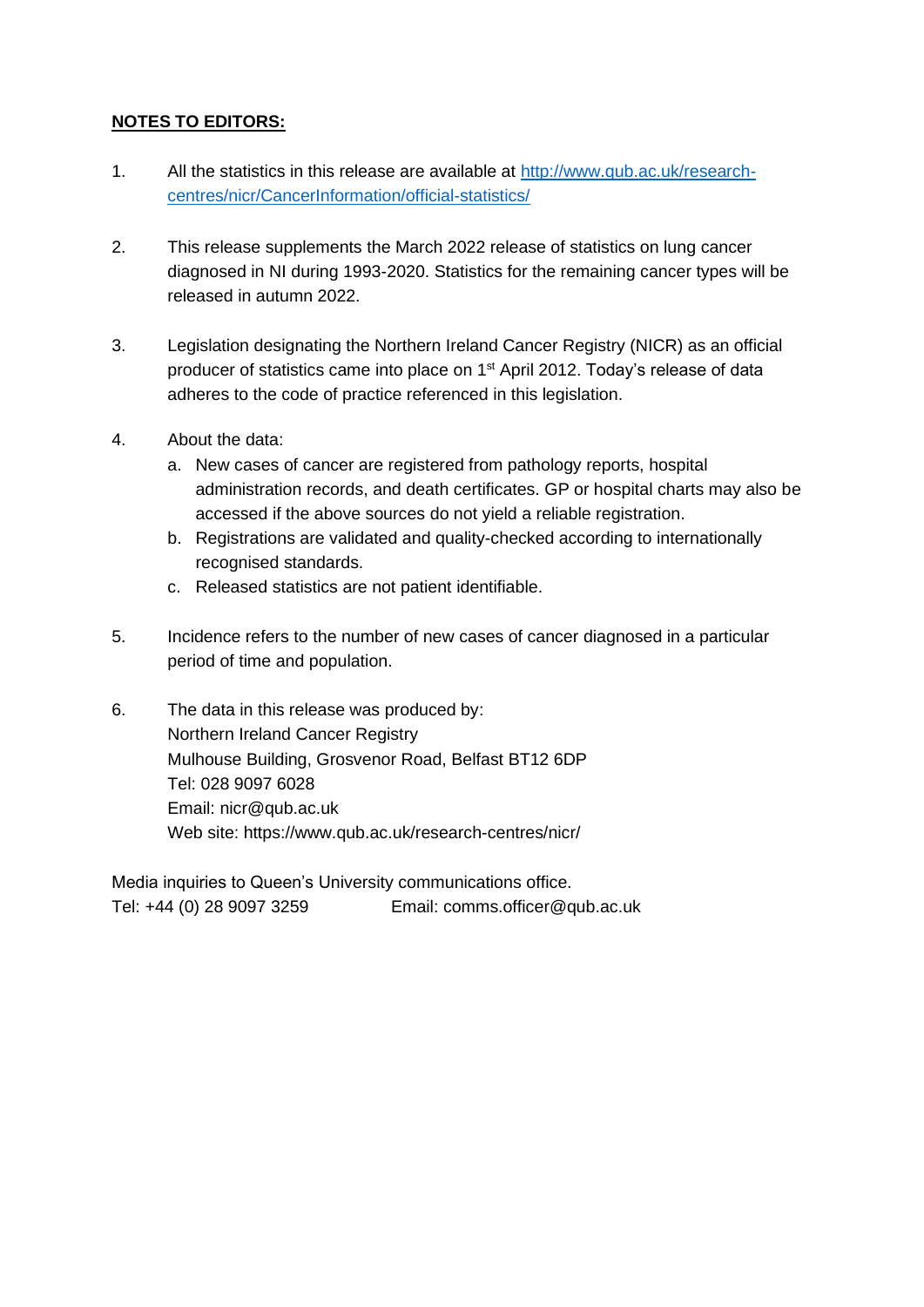**NOTES TO EDITORS:**

1. All the statistics in this release are available at [http://www.qub.ac.uk/research-centres/nicr/CancerInformation/official-statistics/](http://www.qub.ac.uk/research-centres/nicr/CancerInformation/official-statistics/)

2. This release supplements the March 2022 release of statistics on lung cancer diagnosed in NI during 1993-2020. Statistics for the remaining cancer types will be released in autumn 2022.

3. Legislation designating the Northern Ireland Cancer Registry (NICR) as an official producer of statistics came into place on 1st April 2012. Today's release of data adheres to the code of practice referenced in this legislation.

4. About the data:
   a. New cases of cancer are registered from pathology reports, hospital administration records, and death certificates. GP or hospital charts may also be accessed if the above sources do not yield a reliable registration.
   b. Registrations are validated and quality-checked according to internationally recognised standards.
   c. Released statistics are not patient identifiable.

5. Incidence refers to the number of new cases of cancer diagnosed in a particular period of time and population.

6. The data in this release was produced by:
   Northern Ireland Cancer Registry
   Mulhouse Building, Grosvenor Road, Belfast BT12 6DP
   Tel: 028 9097 6028
   Email: nicr@qub.ac.uk
   Web site: https://www.qub.ac.uk/research-centres/nicr/

Media inquiries to Queen's University communications office.
Tel: +44 (0) 28 9097 3259 Email: comms.officer@qub.ac.uk